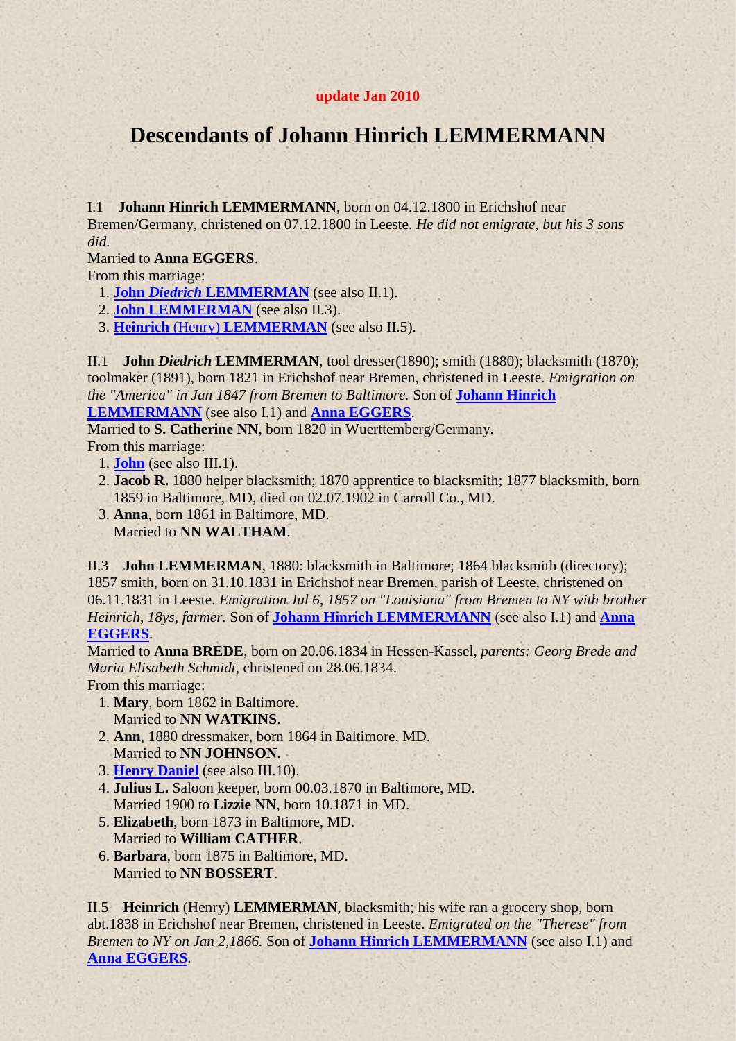**update Jan 2010**

# Descendants of Johann Hinrich LEMMERMANN

I.1 **Johann Hinrich LEMMERMANN**, born on 04.12.1800 in Erichshof near Bremen/Germany, christened on 07.12.1800 in Leeste. *He did not emigrate, but his 3 sons did.*

Married to **Anna EGGERS**.

From this marriage:

1. **John *Diedrich* LEMMERMAN** (see also II.1).
2. **John LEMMERMAN** (see also II.3).
3. **Heinrich** (Henry) **LEMMERMAN** (see also II.5).

II.1 **John *Diedrich* LEMMERMAN**, tool dresser(1890); smith (1880); blacksmith (1870); toolmaker (1891), born 1821 in Erichshof near Bremen, christened in Leeste. *Emigration on the "America" in Jan 1847 from Bremen to Baltimore.* Son of **Johann Hinrich LEMMERMANN** (see also I.1) and **Anna EGGERS**.

Married to **S. Catherine NN**, born 1820 in Wuerttemberg/Germany.

From this marriage:

1. **John** (see also III.1).
2. **Jacob R.** 1880 helper blacksmith; 1870 apprentice to blacksmith; 1877 blacksmith, born 1859 in Baltimore, MD, died on 02.07.1902 in Carroll Co., MD.
3. **Anna**, born 1861 in Baltimore, MD.
   Married to **NN WALTHAM**.

II.3 **John LEMMERMAN**, 1880: blacksmith in Baltimore; 1864 blacksmith (directory); 1857 smith, born on 31.10.1831 in Erichshof near Bremen, parish of Leeste, christened on 06.11.1831 in Leeste. *Emigration Jul 6, 1857 on "Louisiana" from Bremen to NY with brother Heinrich, 18ys, farmer.* Son of **Johann Hinrich LEMMERMANN** (see also I.1) and **Anna EGGERS**.

Married to **Anna BREDE**, born on 20.06.1834 in Hessen-Kassel, *parents: Georg Brede and Maria Elisabeth Schmidt,* christened on 28.06.1834.

From this marriage:

1. **Mary**, born 1862 in Baltimore.
   Married to **NN WATKINS**.
2. **Ann**, 1880 dressmaker, born 1864 in Baltimore, MD.
   Married to **NN JOHNSON**.
3. **Henry Daniel** (see also III.10).
4. **Julius L.** Saloon keeper, born 00.03.1870 in Baltimore, MD.
   Married 1900 to **Lizzie NN**, born 10.1871 in MD.
5. **Elizabeth**, born 1873 in Baltimore, MD.
   Married to **William CATHER**.
6. **Barbara**, born 1875 in Baltimore, MD.
   Married to **NN BOSSERT**.

II.5 **Heinrich** (Henry) **LEMMERMAN**, blacksmith; his wife ran a grocery shop, born abt.1838 in Erichshof near Bremen, christened in Leeste. *Emigrated on the "Therese" from Bremen to NY on Jan 2,1866.* Son of **Johann Hinrich LEMMERMANN** (see also I.1) and **Anna EGGERS**.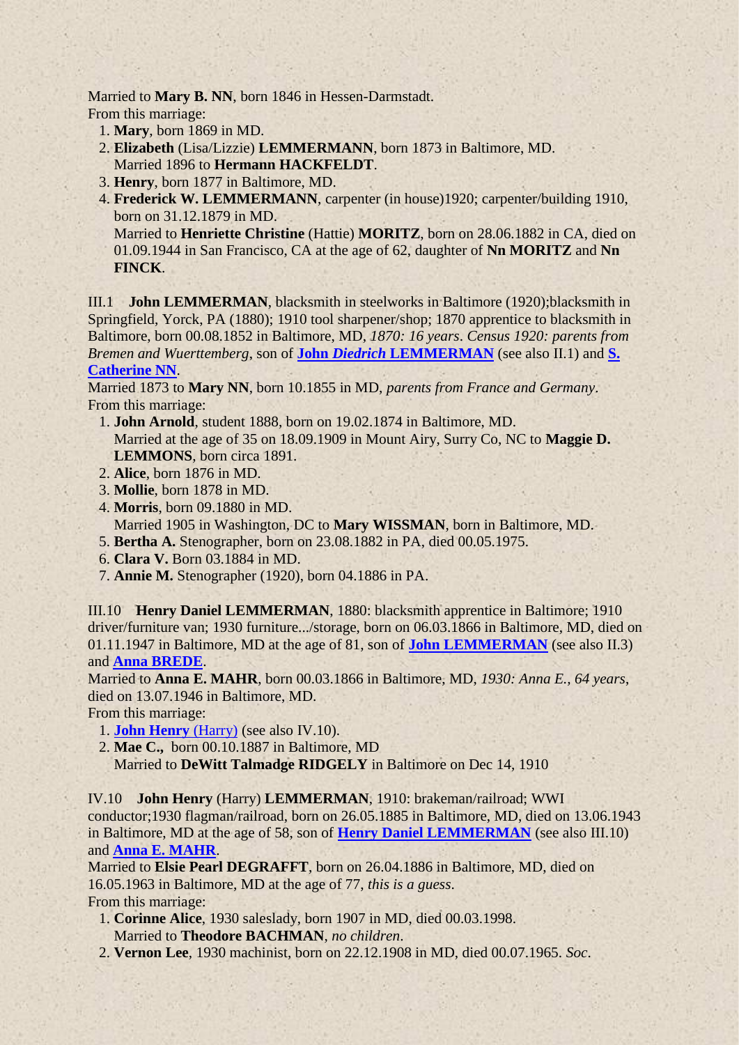Married to **Mary B. NN**, born 1846 in Hessen-Darmstadt.
From this marriage:

1. **Mary**, born 1869 in MD.
2. **Elizabeth** (Lisa/Lizzie) **LEMMERMANN**, born 1873 in Baltimore, MD.
   Married 1896 to **Hermann HACKFELDT**.
3. **Henry**, born 1877 in Baltimore, MD.
4. **Frederick W. LEMMERMANN**, carpenter (in house)1920; carpenter/building 1910, born on 31.12.1879 in MD.
   Married to **Henriette Christine** (Hattie) **MORITZ**, born on 28.06.1882 in CA, died on 01.09.1944 in San Francisco, CA at the age of 62, daughter of **Nn MORITZ** and **Nn FINCK**.

III.1 **John LEMMERMAN**, blacksmith in steelworks in Baltimore (1920);blacksmith in Springfield, Yorck, PA (1880); 1910 tool sharpener/shop; 1870 apprentice to blacksmith in Baltimore, born 00.08.1852 in Baltimore, MD, *1870: 16 years*. *Census 1920: parents from Bremen and Wuerttemberg*, son of **John *Diedrich* LEMMERMAN** (see also II.1) and **S. Catherine NN**.
Married 1873 to **Mary NN**, born 10.1855 in MD, *parents from France and Germany*.
From this marriage:

1. **John Arnold**, student 1888, born on 19.02.1874 in Baltimore, MD.
   Married at the age of 35 on 18.09.1909 in Mount Airy, Surry Co, NC to **Maggie D. LEMMONS**, born circa 1891.
2. **Alice**, born 1876 in MD.
3. **Mollie**, born 1878 in MD.
4. **Morris**, born 09.1880 in MD.
   Married 1905 in Washington, DC to **Mary WISSMAN**, born in Baltimore, MD.
5. **Bertha A.** Stenographer, born on 23.08.1882 in PA, died 00.05.1975.
6. **Clara V.** Born 03.1884 in MD.
7. **Annie M.** Stenographer (1920), born 04.1886 in PA.

III.10 **Henry Daniel LEMMERMAN**, 1880: blacksmith apprentice in Baltimore; 1910 driver/furniture van; 1930 furniture.../storage, born on 06.03.1866 in Baltimore, MD, died on 01.11.1947 in Baltimore, MD at the age of 81, son of **John LEMMERMAN** (see also II.3) and **Anna BREDE**.
Married to **Anna E. MAHR**, born 00.03.1866 in Baltimore, MD, *1930: Anna E., 64 years*, died on 13.07.1946 in Baltimore, MD.
From this marriage:

1. **John Henry** (Harry) (see also IV.10).
2. **Mae C.,** born 00.10.1887 in Baltimore, MD
   Married to **DeWitt Talmadge RIDGELY** in Baltimore on Dec 14, 1910

IV.10 **John Henry** (Harry) **LEMMERMAN**, 1910: brakeman/railroad; WWI conductor;1930 flagman/railroad, born on 26.05.1885 in Baltimore, MD, died on 13.06.1943 in Baltimore, MD at the age of 58, son of **Henry Daniel LEMMERMAN** (see also III.10) and **Anna E. MAHR**.
Married to **Elsie Pearl DEGRAFFT**, born on 26.04.1886 in Baltimore, MD, died on 16.05.1963 in Baltimore, MD at the age of 77, *this is a guess*.
From this marriage:

1. **Corinne Alice**, 1930 saleslady, born 1907 in MD, died 00.03.1998.
   Married to **Theodore BACHMAN**, *no children*.
2. **Vernon Lee**, 1930 machinist, born on 22.12.1908 in MD, died 00.07.1965. *Soc*.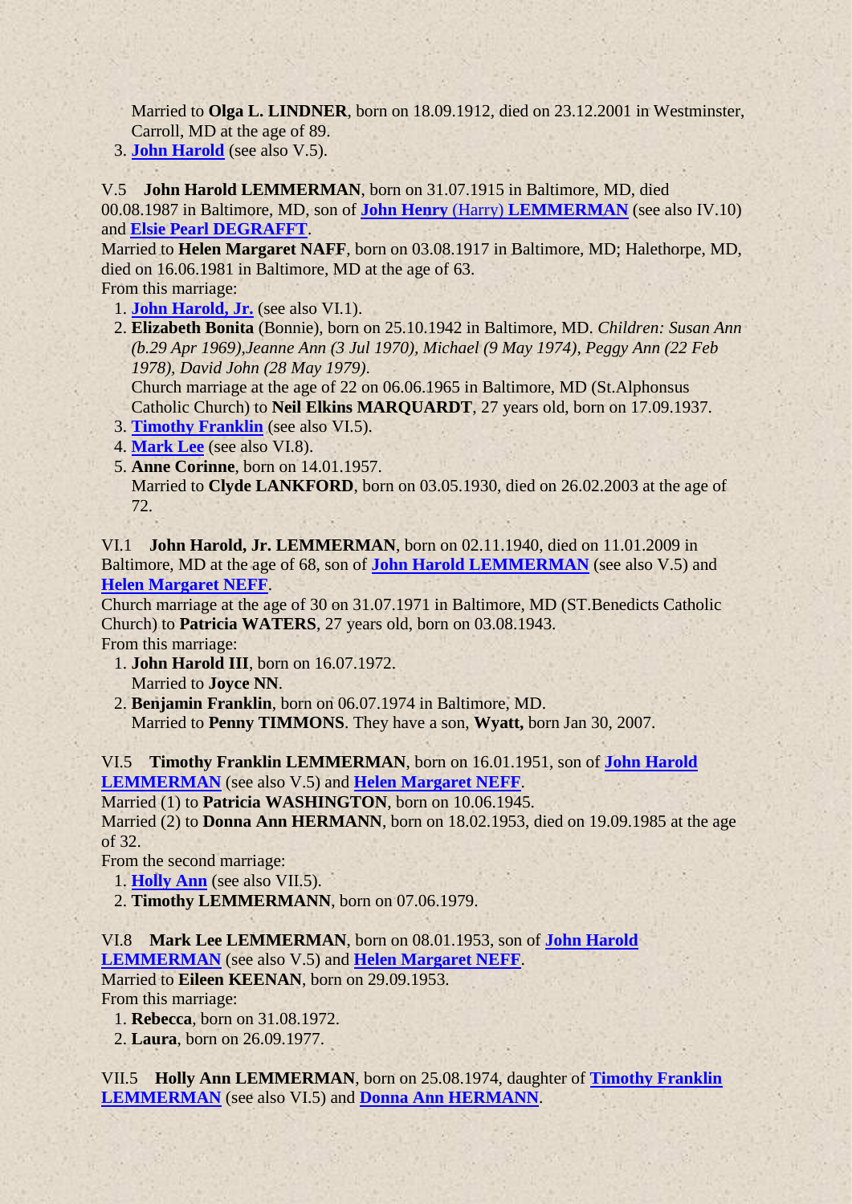Married to **Olga L. LINDNER**, born on 18.09.1912, died on 23.12.2001 in Westminster, Carroll, MD at the age of 89.

3. **John Harold** (see also V.5).

V.5 **John Harold LEMMERMAN**, born on 31.07.1915 in Baltimore, MD, died 00.08.1987 in Baltimore, MD, son of **John Henry** (Harry) **LEMMERMAN** (see also IV.10) and **Elsie Pearl DEGRAFFT**.
Married to **Helen Margaret NAFF**, born on 03.08.1917 in Baltimore, MD; Halethorpe, MD, died on 16.06.1981 in Baltimore, MD at the age of 63.
From this marriage:

1. **John Harold, Jr.** (see also VI.1).
2. **Elizabeth Bonita** (Bonnie), born on 25.10.1942 in Baltimore, MD. *Children: Susan Ann (b.29 Apr 1969),Jeanne Ann (3 Jul 1970), Michael (9 May 1974), Peggy Ann (22 Feb 1978), David John (28 May 1979).*
   Church marriage at the age of 22 on 06.06.1965 in Baltimore, MD (St.Alphonsus Catholic Church) to **Neil Elkins MARQUARDT**, 27 years old, born on 17.09.1937.
3. **Timothy Franklin** (see also VI.5).
4. **Mark Lee** (see also VI.8).
5. **Anne Corinne**, born on 14.01.1957.
   Married to **Clyde LANKFORD**, born on 03.05.1930, died on 26.02.2003 at the age of 72.

VI.1 **John Harold, Jr. LEMMERMAN**, born on 02.11.1940, died on 11.01.2009 in Baltimore, MD at the age of 68, son of **John Harold LEMMERMAN** (see also V.5) and **Helen Margaret NEFF**.
Church marriage at the age of 30 on 31.07.1971 in Baltimore, MD (ST.Benedicts Catholic Church) to **Patricia WATERS**, 27 years old, born on 03.08.1943.
From this marriage:

1. **John Harold III**, born on 16.07.1972.
   Married to **Joyce NN**.
2. **Benjamin Franklin**, born on 06.07.1974 in Baltimore, MD.
   Married to **Penny TIMMONS**. They have a son, **Wyatt,** born Jan 30, 2007.

VI.5 **Timothy Franklin LEMMERMAN**, born on 16.01.1951, son of **John Harold LEMMERMAN** (see also V.5) and **Helen Margaret NEFF**.
Married (1) to **Patricia WASHINGTON**, born on 10.06.1945.
Married (2) to **Donna Ann HERMANN**, born on 18.02.1953, died on 19.09.1985 at the age of 32.
From the second marriage:

1. **Holly Ann** (see also VII.5).
2. **Timothy LEMMERMANN**, born on 07.06.1979.

VI.8 **Mark Lee LEMMERMAN**, born on 08.01.1953, son of **John Harold LEMMERMAN** (see also V.5) and **Helen Margaret NEFF**.
Married to **Eileen KEENAN**, born on 29.09.1953.
From this marriage:

1. **Rebecca**, born on 31.08.1972.
2. **Laura**, born on 26.09.1977.

VII.5 **Holly Ann LEMMERMAN**, born on 25.08.1974, daughter of **Timothy Franklin LEMMERMAN** (see also VI.5) and **Donna Ann HERMANN**.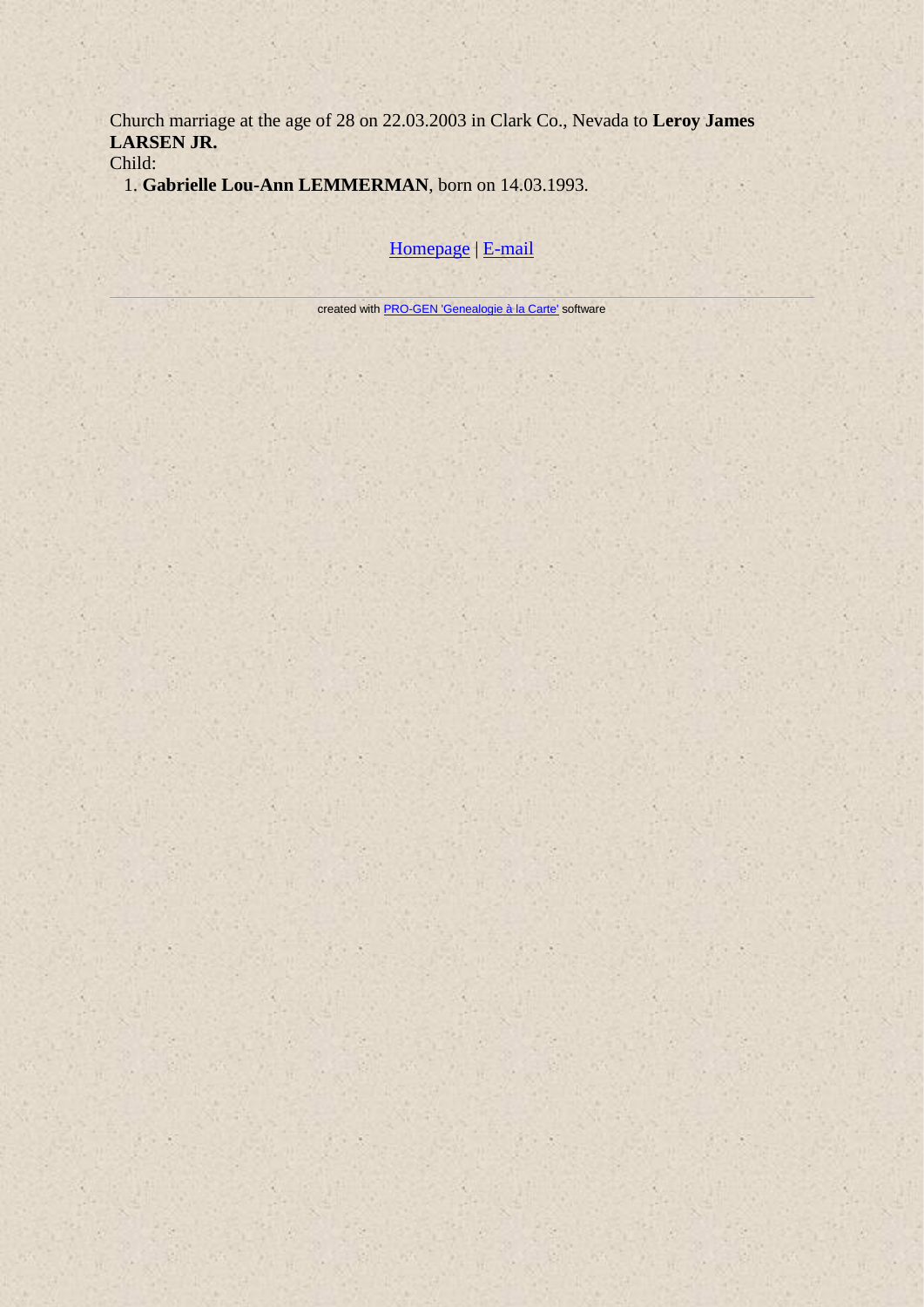Church marriage at the age of 28 on 22.03.2003 in Clark Co., Nevada to **Leroy James LARSEN JR.**

Child:

1. **Gabrielle Lou-Ann LEMMERMAN**, born on 14.03.1993.

Homepage | E-mail

---

created with PRO-GEN 'Genealogie à la Carte' software